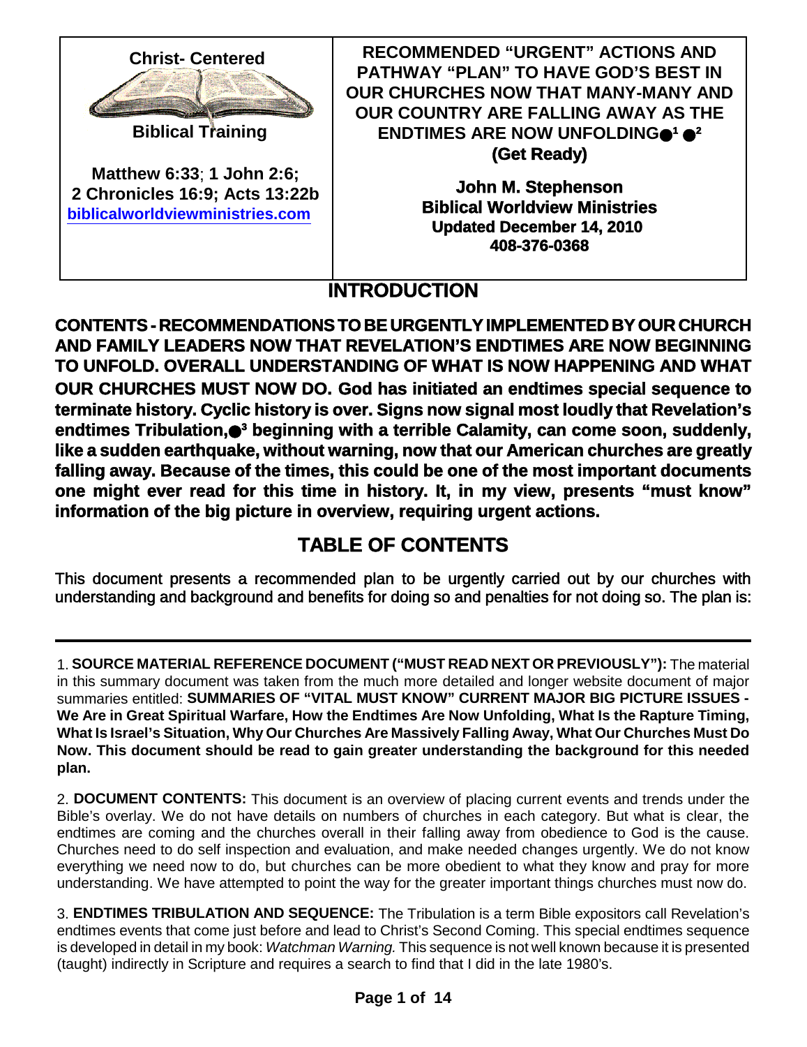**Christ- Centered**

**Biblical Training**

**Matthew 6:33**; **1 John 2:6; 2 Chronicles 16:9; Acts 13:22b**
**biblicalworldviewministries.com**

**RECOMMENDED "URGENT" ACTIONS AND PATHWAY "PLAN" TO HAVE GOD'S BEST IN OUR CHURCHES NOW THAT MANY-MANY AND OUR COUNTRY ARE FALLING AWAY AS THE ENDTIMES ARE NOW UNFOLDING●[1] ●[2]**
**(Get Ready)**

**John M. Stephenson**
**Biblical Worldview Ministries**
**Updated December 14, 2010**
**408-376-0368**

## INTRODUCTION

**CONTENTS - RECOMMENDATIONS TO BE URGENTLY IMPLEMENTED BY OUR CHURCH AND FAMILY LEADERS NOW THAT REVELATION'S ENDTIMES ARE NOW BEGINNING TO UNFOLD. OVERALL UNDERSTANDING OF WHAT IS NOW HAPPENING AND WHAT OUR CHURCHES MUST NOW DO. God has initiated an endtimes special sequence to terminate history. Cyclic history is over. Signs now signal most loudly that Revelation's endtimes Tribulation,●[3] beginning with a terrible Calamity, can come soon, suddenly, like a sudden earthquake, without warning, now that our American churches are greatly falling away. Because of the times, this could be one of the most important documents one might ever read for this time in history. It, in my view, presents "must know" information of the big picture in overview, requiring urgent actions.**

## TABLE OF CONTENTS

This document presents a recommended plan to be urgently carried out by our churches with understanding and background and benefits for doing so and penalties for not doing so. The plan is:

---

1. **SOURCE MATERIAL REFERENCE DOCUMENT ("MUST READ NEXT OR PREVIOUSLY"):** The material in this summary document was taken from the much more detailed and longer website document of major summaries entitled: **SUMMARIES OF "VITAL MUST KNOW" CURRENT MAJOR BIG PICTURE ISSUES - We Are in Great Spiritual Warfare, How the Endtimes Are Now Unfolding, What Is the Rapture Timing, What Is Israel's Situation, Why Our Churches Are Massively Falling Away, What Our Churches Must Do Now. This document should be read to gain greater understanding the background for this needed plan.**

2. **DOCUMENT CONTENTS:** This document is an overview of placing current events and trends under the Bible's overlay. We do not have details on numbers of churches in each category. But what is clear, the endtimes are coming and the churches overall in their falling away from obedience to God is the cause. Churches need to do self inspection and evaluation, and make needed changes urgently. We do not know everything we need now to do, but churches can be more obedient to what they know and pray for more understanding. We have attempted to point the way for the greater important things churches must now do.

3. **ENDTIMES TRIBULATION AND SEQUENCE:** The Tribulation is a term Bible expositors call Revelation's endtimes events that come just before and lead to Christ's Second Coming. This special endtimes sequence is developed in detail in my book: *Watchman Warning.* This sequence is not well known because it is presented (taught) indirectly in Scripture and requires a search to find that I did in the late 1980's.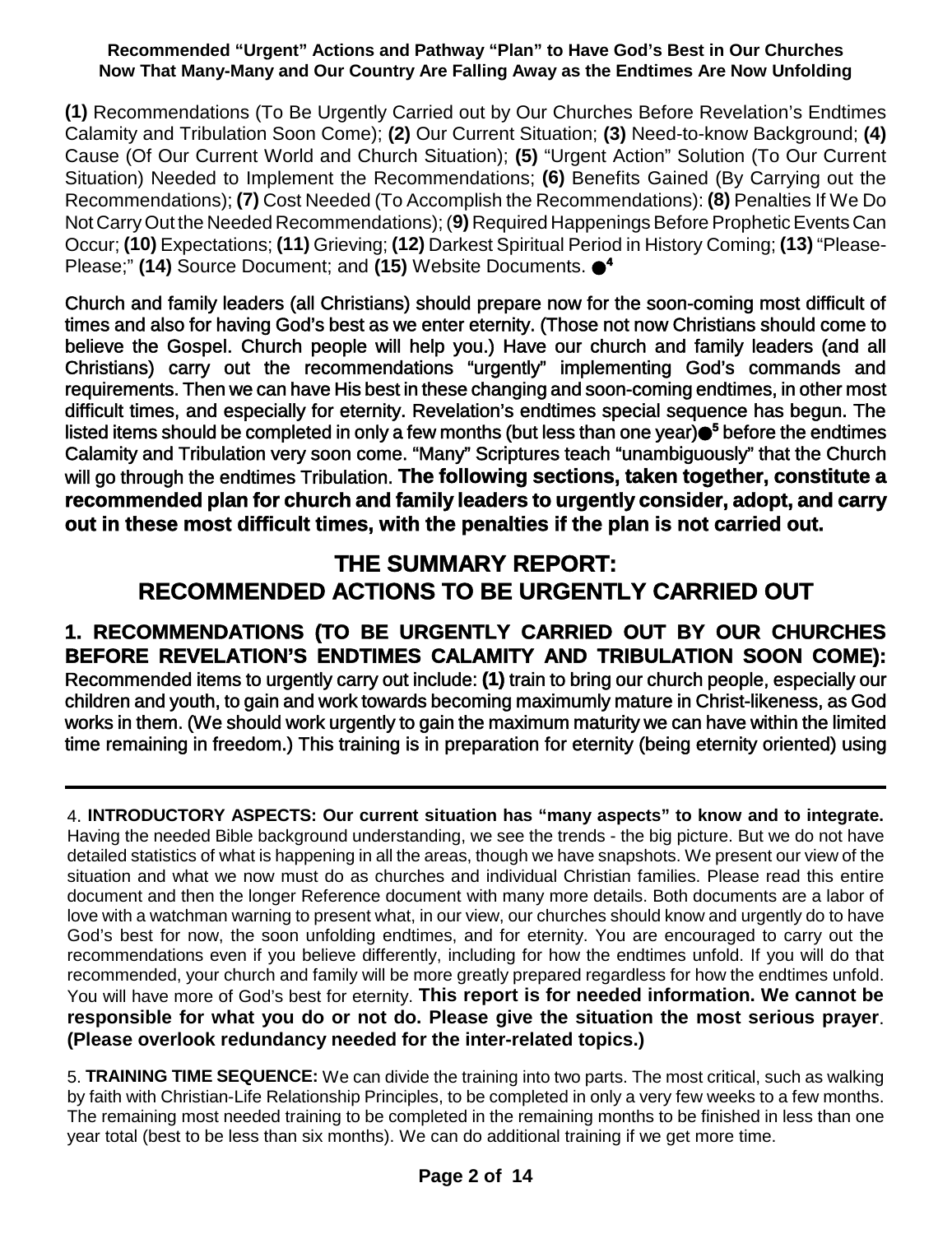**Recommended "Urgent" Actions and Pathway "Plan" to Have God's Best in Our Churches Now That Many-Many and Our Country Are Falling Away as the Endtimes Are Now Unfolding**

**(1)** Recommendations (To Be Urgently Carried out by Our Churches Before Revelation's Endtimes Calamity and Tribulation Soon Come); **(2)** Our Current Situation; **(3)** Need-to-know Background; **(4)** Cause (Of Our Current World and Church Situation); **(5)** "Urgent Action" Solution (To Our Current Situation) Needed to Implement the Recommendations; **(6)** Benefits Gained (By Carrying out the Recommendations); **(7)** Cost Needed (To Accomplish the Recommendations): **(8)** Penalties If We Do Not Carry Out the Needed Recommendations); (**9)** Required Happenings Before Prophetic Events Can Occur; **(10)** Expectations; **(11)** Grieving; **(12)** Darkest Spiritual Period in History Coming; **(13)** "Please-Please;" **(14)** Source Document; and **(15)** Website Documents. ●[4]

Church and family leaders (all Christians) should prepare now for the soon-coming most difficult of times and also for having God's best as we enter eternity. (Those not now Christians should come to believe the Gospel. Church people will help you.) Have our church and family leaders (and all Christians) carry out the recommendations "urgently" implementing God's commands and requirements. Then we can have His best in these changing and soon-coming endtimes, in other most difficult times, and especially for eternity. Revelation's endtimes special sequence has begun. The listed items should be completed in only a few months (but less than one year)●[5] before the endtimes Calamity and Tribulation very soon come. "Many" Scriptures teach "unambiguously" that the Church will go through the endtimes Tribulation. **The following sections, taken together, constitute a recommended plan for church and family leaders to urgently consider, adopt, and carry out in these most difficult times, with the penalties if the plan is not carried out.**

# THE SUMMARY REPORT: RECOMMENDED ACTIONS TO BE URGENTLY CARRIED OUT

## 1. RECOMMENDATIONS (TO BE URGENTLY CARRIED OUT BY OUR CHURCHES BEFORE REVELATION'S ENDTIMES CALAMITY AND TRIBULATION SOON COME):

Recommended items to urgently carry out include: **(1)** train to bring our church people, especially our children and youth, to gain and work towards becoming maximumly mature in Christ-likeness, as God works in them. (We should work urgently to gain the maximum maturity we can have within the limited time remaining in freedom.) This training is in preparation for eternity (being eternity oriented) using

---

4. **INTRODUCTORY ASPECTS: Our current situation has "many aspects" to know and to integrate.** Having the needed Bible background understanding, we see the trends - the big picture. But we do not have detailed statistics of what is happening in all the areas, though we have snapshots. We present our view of the situation and what we now must do as churches and individual Christian families. Please read this entire document and then the longer Reference document with many more details. Both documents are a labor of love with a watchman warning to present what, in our view, our churches should know and urgently do to have God's best for now, the soon unfolding endtimes, and for eternity. You are encouraged to carry out the recommendations even if you believe differently, including for how the endtimes unfold. If you will do that recommended, your church and family will be more greatly prepared regardless for how the endtimes unfold. You will have more of God's best for eternity. **This report is for needed information. We cannot be responsible for what you do or not do. Please give the situation the most serious prayer**. **(Please overlook redundancy needed for the inter-related topics.)**

5. **TRAINING TIME SEQUENCE:** We can divide the training into two parts. The most critical, such as walking by faith with Christian-Life Relationship Principles, to be completed in only a very few weeks to a few months. The remaining most needed training to be completed in the remaining months to be finished in less than one year total (best to be less than six months). We can do additional training if we get more time.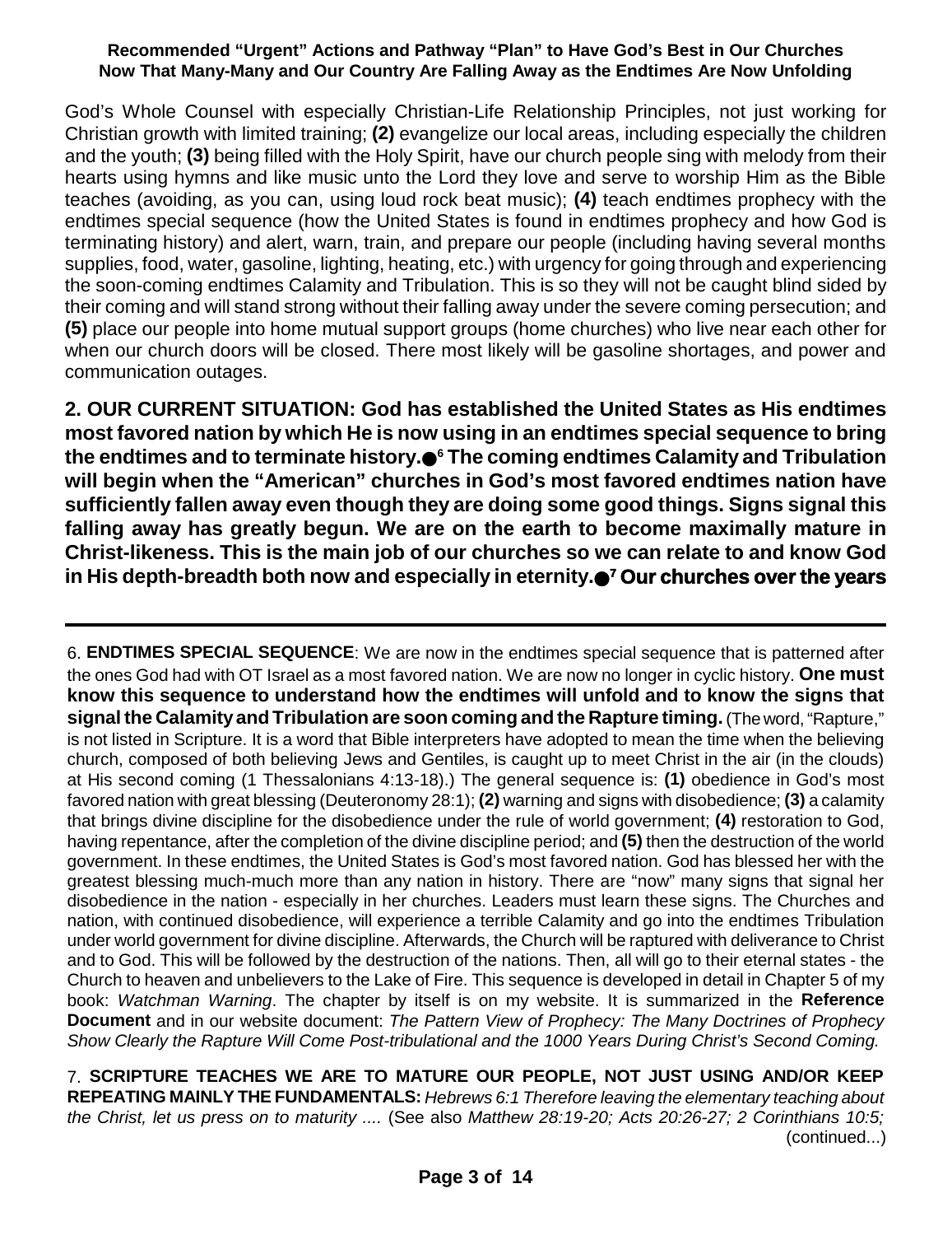God's Whole Counsel with especially Christian-Life Relationship Principles, not just working for Christian growth with limited training; **(2)** evangelize our local areas, including especially the children and the youth; **(3)** being filled with the Holy Spirit, have our church people sing with melody from their hearts using hymns and like music unto the Lord they love and serve to worship Him as the Bible teaches (avoiding, as you can, using loud rock beat music); **(4)** teach endtimes prophecy with the endtimes special sequence (how the United States is found in endtimes prophecy and how God is terminating history) and alert, warn, train, and prepare our people (including having several months supplies, food, water, gasoline, lighting, heating, etc.) with urgency for going through and experiencing the soon-coming endtimes Calamity and Tribulation. This is so they will not be caught blind sided by their coming and will stand strong without their falling away under the severe coming persecution; and **(5)** place our people into home mutual support groups (home churches) who live near each other for when our church doors will be closed. There most likely will be gasoline shortages, and power and communication outages.

**2. OUR CURRENT SITUATION: God has established the United States as His endtimes most favored nation by which He is now using in an endtimes special sequence to bring the endtimes and to terminate history.●[6] The coming endtimes Calamity and Tribulation will begin when the "American" churches in God's most favored endtimes nation have sufficiently fallen away even though they are doing some good things. Signs signal this falling away has greatly begun. We are on the earth to become maximally mature in Christ-likeness. This is the main job of our churches so we can relate to and know God in His depth-breadth both now and especially in eternity.●[7] Our churches over the years**

---

6. **ENDTIMES SPECIAL SEQUENCE**: We are now in the endtimes special sequence that is patterned after the ones God had with OT Israel as a most favored nation. We are now no longer in cyclic history. **One must know this sequence to understand how the endtimes will unfold and to know the signs that signal the Calamity and Tribulation are soon coming and the Rapture timing.** (The word, "Rapture," is not listed in Scripture. It is a word that Bible interpreters have adopted to mean the time when the believing church, composed of both believing Jews and Gentiles, is caught up to meet Christ in the air (in the clouds) at His second coming (1 Thessalonians 4:13-18).) The general sequence is: **(1)** obedience in God's most favored nation with great blessing (Deuteronomy 28:1); **(2)** warning and signs with disobedience; **(3)** a calamity that brings divine discipline for the disobedience under the rule of world government; **(4)** restoration to God, having repentance, after the completion of the divine discipline period; and **(5)** then the destruction of the world government. In these endtimes, the United States is God's most favored nation. God has blessed her with the greatest blessing much-much more than any nation in history. There are "now" many signs that signal her disobedience in the nation - especially in her churches. Leaders must learn these signs. The Churches and nation, with continued disobedience, will experience a terrible Calamity and go into the endtimes Tribulation under world government for divine discipline. Afterwards, the Church will be raptured with deliverance to Christ and to God. This will be followed by the destruction of the nations. Then, all will go to their eternal states - the Church to heaven and unbelievers to the Lake of Fire. This sequence is developed in detail in Chapter 5 of my book: *Watchman Warning*. The chapter by itself is on my website. It is summarized in the **Reference Document** and in our website document: *The Pattern View of Prophecy: The Many Doctrines of Prophecy Show Clearly the Rapture Will Come Post-tribulational and the 1000 Years During Christ's Second Coming.*

7. **SCRIPTURE TEACHES WE ARE TO MATURE OUR PEOPLE, NOT JUST USING AND/OR KEEP REPEATING MAINLY THE FUNDAMENTALS:** *Hebrews 6:1 Therefore leaving the elementary teaching about the Christ, let us press on to maturity ....* (See also *Matthew 28:19-20; Acts 20:26-27; 2 Corinthians 10:5;* (continued...)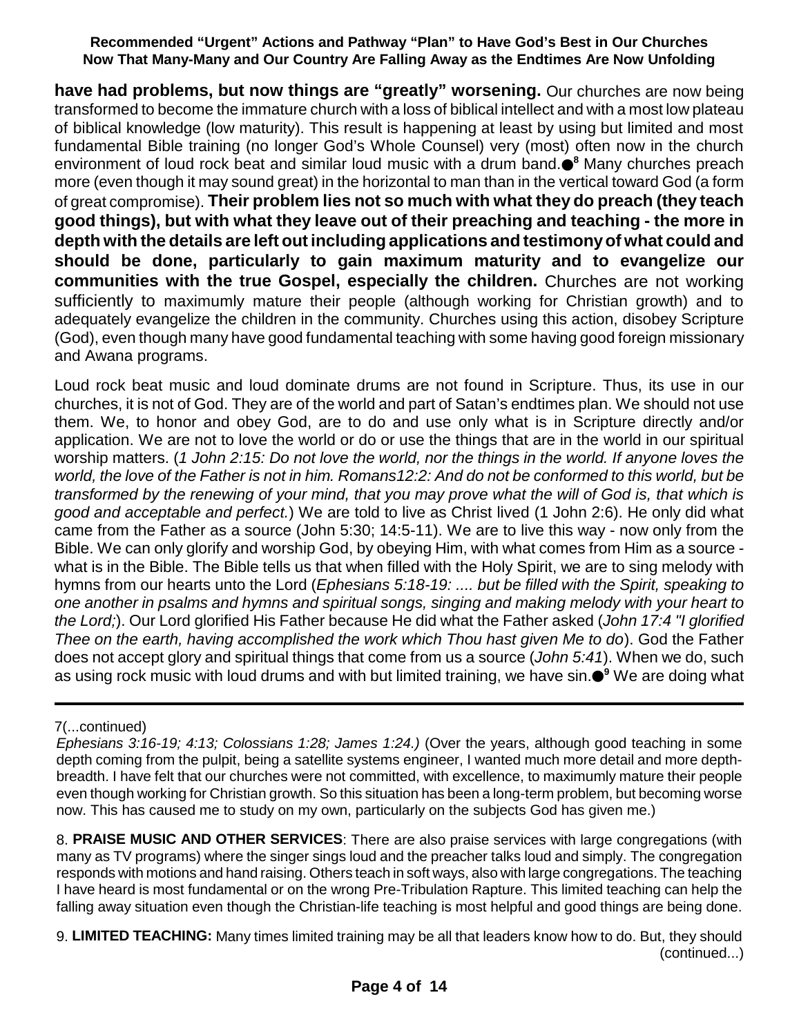**have had problems, but now things are "greatly" worsening.** Our churches are now being transformed to become the immature church with a loss of biblical intellect and with a most low plateau of biblical knowledge (low maturity). This result is happening at least by using but limited and most fundamental Bible training (no longer God's Whole Counsel) very (most) often now in the church environment of loud rock beat and similar loud music with a drum band.●[8] Many churches preach more (even though it may sound great) in the horizontal to man than in the vertical toward God (a form of great compromise). **Their problem lies not so much with what they do preach (they teach good things), but with what they leave out of their preaching and teaching - the more in depth with the details are left out including applications and testimony of what could and should be done, particularly to gain maximum maturity and to evangelize our communities with the true Gospel, especially the children.** Churches are not working sufficiently to maximumly mature their people (although working for Christian growth) and to adequately evangelize the children in the community. Churches using this action, disobey Scripture (God), even though many have good fundamental teaching with some having good foreign missionary and Awana programs.

Loud rock beat music and loud dominate drums are not found in Scripture. Thus, its use in our churches, it is not of God. They are of the world and part of Satan's endtimes plan. We should not use them. We, to honor and obey God, are to do and use only what is in Scripture directly and/or application. We are not to love the world or do or use the things that are in the world in our spiritual worship matters. (*1 John 2:15: Do not love the world, nor the things in the world. If anyone loves the world, the love of the Father is not in him. Romans12:2: And do not be conformed to this world, but be transformed by the renewing of your mind, that you may prove what the will of God is, that which is good and acceptable and perfect.*) We are told to live as Christ lived (1 John 2:6). He only did what came from the Father as a source (John 5:30; 14:5-11). We are to live this way - now only from the Bible. We can only glorify and worship God, by obeying Him, with what comes from Him as a source - what is in the Bible. The Bible tells us that when filled with the Holy Spirit, we are to sing melody with hymns from our hearts unto the Lord (*Ephesians 5:18-19: .... but be filled with the Spirit, speaking to one another in psalms and hymns and spiritual songs, singing and making melody with your heart to the Lord;*). Our Lord glorified His Father because He did what the Father asked (*John 17:4 "I glorified Thee on the earth, having accomplished the work which Thou hast given Me to do*). God the Father does not accept glory and spiritual things that come from us a source (*John 5:41*). When we do, such as using rock music with loud drums and with but limited training, we have sin.●[9] We are doing what

---

7(...continued)
*Ephesians 3:16-19; 4:13; Colossians 1:28; James 1:24.)* (Over the years, although good teaching in some depth coming from the pulpit, being a satellite systems engineer, I wanted much more detail and more depth-breadth. I have felt that our churches were not committed, with excellence, to maximumly mature their people even though working for Christian growth. So this situation has been a long-term problem, but becoming worse now. This has caused me to study on my own, particularly on the subjects God has given me.)

8. **PRAISE MUSIC AND OTHER SERVICES**: There are also praise services with large congregations (with many as TV programs) where the singer sings loud and the preacher talks loud and simply. The congregation responds with motions and hand raising. Others teach in soft ways, also with large congregations. The teaching I have heard is most fundamental or on the wrong Pre-Tribulation Rapture. This limited teaching can help the falling away situation even though the Christian-life teaching is most helpful and good things are being done.

9. **LIMITED TEACHING:** Many times limited training may be all that leaders know how to do. But, they should (continued...)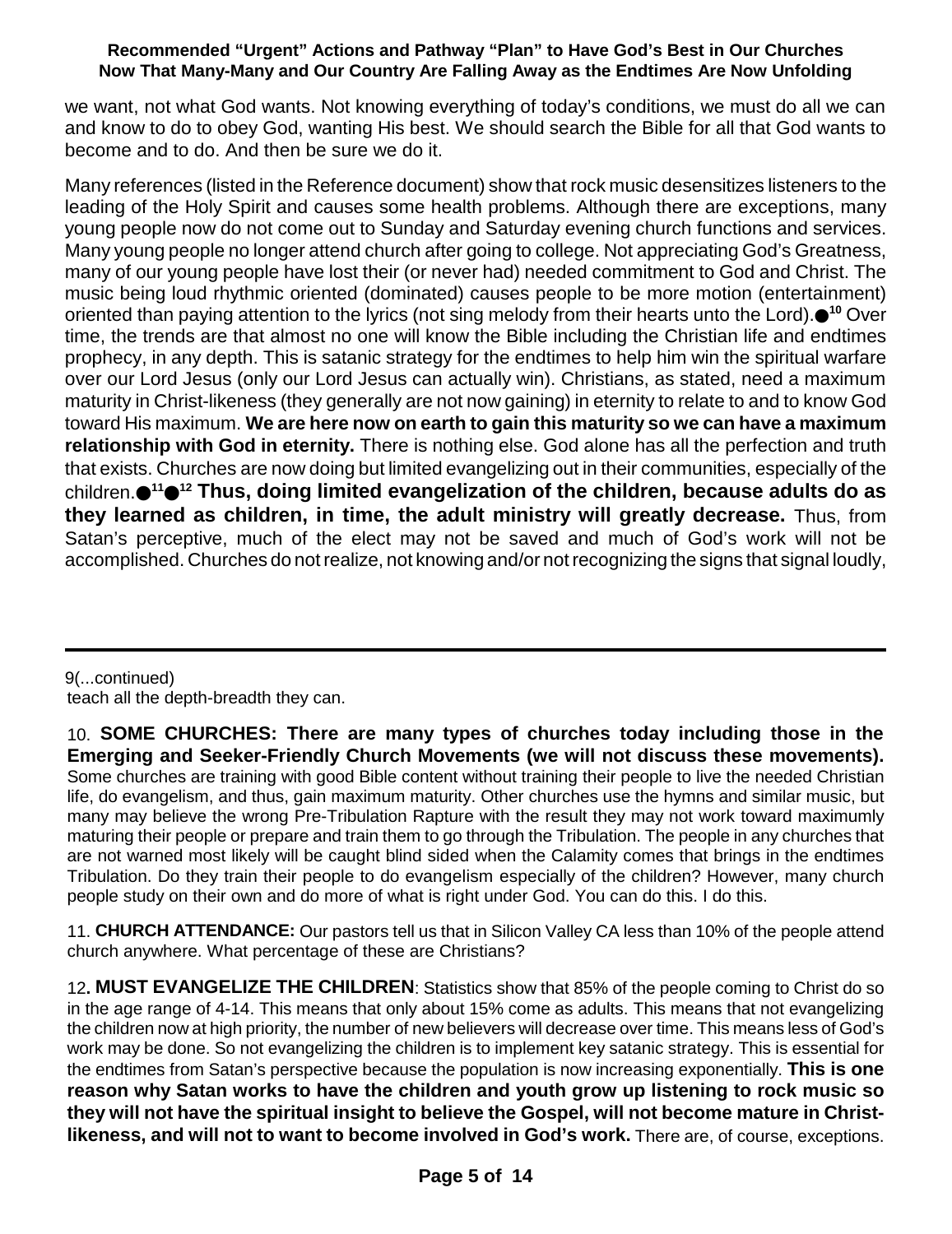we want, not what God wants. Not knowing everything of today's conditions, we must do all we can and know to do to obey God, wanting His best. We should search the Bible for all that God wants to become and to do. And then be sure we do it.

Many references (listed in the Reference document) show that rock music desensitizes listeners to the leading of the Holy Spirit and causes some health problems. Although there are exceptions, many young people now do not come out to Sunday and Saturday evening church functions and services. Many young people no longer attend church after going to college. Not appreciating God's Greatness, many of our young people have lost their (or never had) needed commitment to God and Christ. The music being loud rhythmic oriented (dominated) causes people to be more motion (entertainment) oriented than paying attention to the lyrics (not sing melody from their hearts unto the Lord).●[10] Over time, the trends are that almost no one will know the Bible including the Christian life and endtimes prophecy, in any depth. This is satanic strategy for the endtimes to help him win the spiritual warfare over our Lord Jesus (only our Lord Jesus can actually win). Christians, as stated, need a maximum maturity in Christ-likeness (they generally are not now gaining) in eternity to relate to and to know God toward His maximum. **We are here now on earth to gain this maturity so we can have a maximum relationship with God in eternity.** There is nothing else. God alone has all the perfection and truth that exists. Churches are now doing but limited evangelizing out in their communities, especially of the children.●[11]●[12] **Thus, doing limited evangelization of the children, because adults do as they learned as children, in time, the adult ministry will greatly decrease.** Thus, from Satan's perceptive, much of the elect may not be saved and much of God's work will not be accomplished. Churches do not realize, not knowing and/or not recognizing the signs that signal loudly,

---

9(...continued)
teach all the depth-breadth they can.

10. **SOME CHURCHES: There are many types of churches today including those in the Emerging and Seeker-Friendly Church Movements (we will not discuss these movements).** Some churches are training with good Bible content without training their people to live the needed Christian life, do evangelism, and thus, gain maximum maturity. Other churches use the hymns and similar music, but many may believe the wrong Pre-Tribulation Rapture with the result they may not work toward maximumly maturing their people or prepare and train them to go through the Tribulation. The people in any churches that are not warned most likely will be caught blind sided when the Calamity comes that brings in the endtimes Tribulation. Do they train their people to do evangelism especially of the children? However, many church people study on their own and do more of what is right under God. You can do this. I do this.

11. **CHURCH ATTENDANCE:** Our pastors tell us that in Silicon Valley CA less than 10% of the people attend church anywhere. What percentage of these are Christians?

12**. MUST EVANGELIZE THE CHILDREN**: Statistics show that 85% of the people coming to Christ do so in the age range of 4-14. This means that only about 15% come as adults. This means that not evangelizing the children now at high priority, the number of new believers will decrease over time. This means less of God's work may be done. So not evangelizing the children is to implement key satanic strategy. This is essential for the endtimes from Satan's perspective because the population is now increasing exponentially. **This is one reason why Satan works to have the children and youth grow up listening to rock music so they will not have the spiritual insight to believe the Gospel, will not become mature in Christ-likeness, and will not to want to become involved in God's work.** There are, of course, exceptions.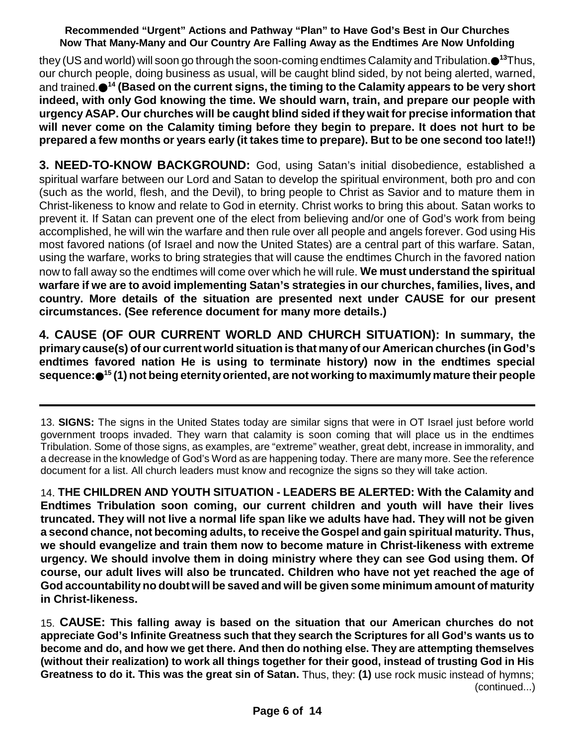they (US and world) will soon go through the soon-coming endtimes Calamity and Tribulation.●[13]Thus, our church people, doing business as usual, will be caught blind sided, by not being alerted, warned, and trained.●[14] **(Based on the current signs, the timing to the Calamity appears to be very short indeed, with only God knowing the time. We should warn, train, and prepare our people with urgency ASAP. Our churches will be caught blind sided if they wait for precise information that will never come on the Calamity timing before they begin to prepare. It does not hurt to be prepared a few months or years early (it takes time to prepare). But to be one second too late!!)**

**3. NEED-TO-KNOW BACKGROUND:** God, using Satan's initial disobedience, established a spiritual warfare between our Lord and Satan to develop the spiritual environment, both pro and con (such as the world, flesh, and the Devil), to bring people to Christ as Savior and to mature them in Christ-likeness to know and relate to God in eternity. Christ works to bring this about. Satan works to prevent it. If Satan can prevent one of the elect from believing and/or one of God's work from being accomplished, he will win the warfare and then rule over all people and angels forever. God using His most favored nations (of Israel and now the United States) are a central part of this warfare. Satan, using the warfare, works to bring strategies that will cause the endtimes Church in the favored nation now to fall away so the endtimes will come over which he will rule. **We must understand the spiritual warfare if we are to avoid implementing Satan's strategies in our churches, families, lives, and country. More details of the situation are presented next under CAUSE for our present circumstances. (See reference document for many more details.)**

**4. CAUSE (OF OUR CURRENT WORLD AND CHURCH SITUATION): In summary, the primary cause(s) of our current world situation is that many of our American churches (in God's endtimes favored nation He is using to terminate history) now in the endtimes special sequence:●[15] (1) not being eternity oriented, are not working to maximumly mature their people**

---

13. **SIGNS:** The signs in the United States today are similar signs that were in OT Israel just before world government troops invaded. They warn that calamity is soon coming that will place us in the endtimes Tribulation. Some of those signs, as examples, are "extreme" weather, great debt, increase in immorality, and a decrease in the knowledge of God's Word as are happening today. There are many more. See the reference document for a list. All church leaders must know and recognize the signs so they will take action.

14. **THE CHILDREN AND YOUTH SITUATION - LEADERS BE ALERTED: With the Calamity and Endtimes Tribulation soon coming, our current children and youth will have their lives truncated. They will not live a normal life span like we adults have had. They will not be given a second chance, not becoming adults, to receive the Gospel and gain spiritual maturity. Thus, we should evangelize and train them now to become mature in Christ-likeness with extreme urgency. We should involve them in doing ministry where they can see God using them. Of course, our adult lives will also be truncated. Children who have not yet reached the age of God accountability no doubt will be saved and will be given some minimum amount of maturity in Christ-likeness.**

15. **CAUSE: This falling away is based on the situation that our American churches do not appreciate God's Infinite Greatness such that they search the Scriptures for all God's wants us to become and do, and how we get there. And then do nothing else. They are attempting themselves (without their realization) to work all things together for their good, instead of trusting God in His Greatness to do it. This was the great sin of Satan.** Thus, they: **(1)** use rock music instead of hymns; (continued...)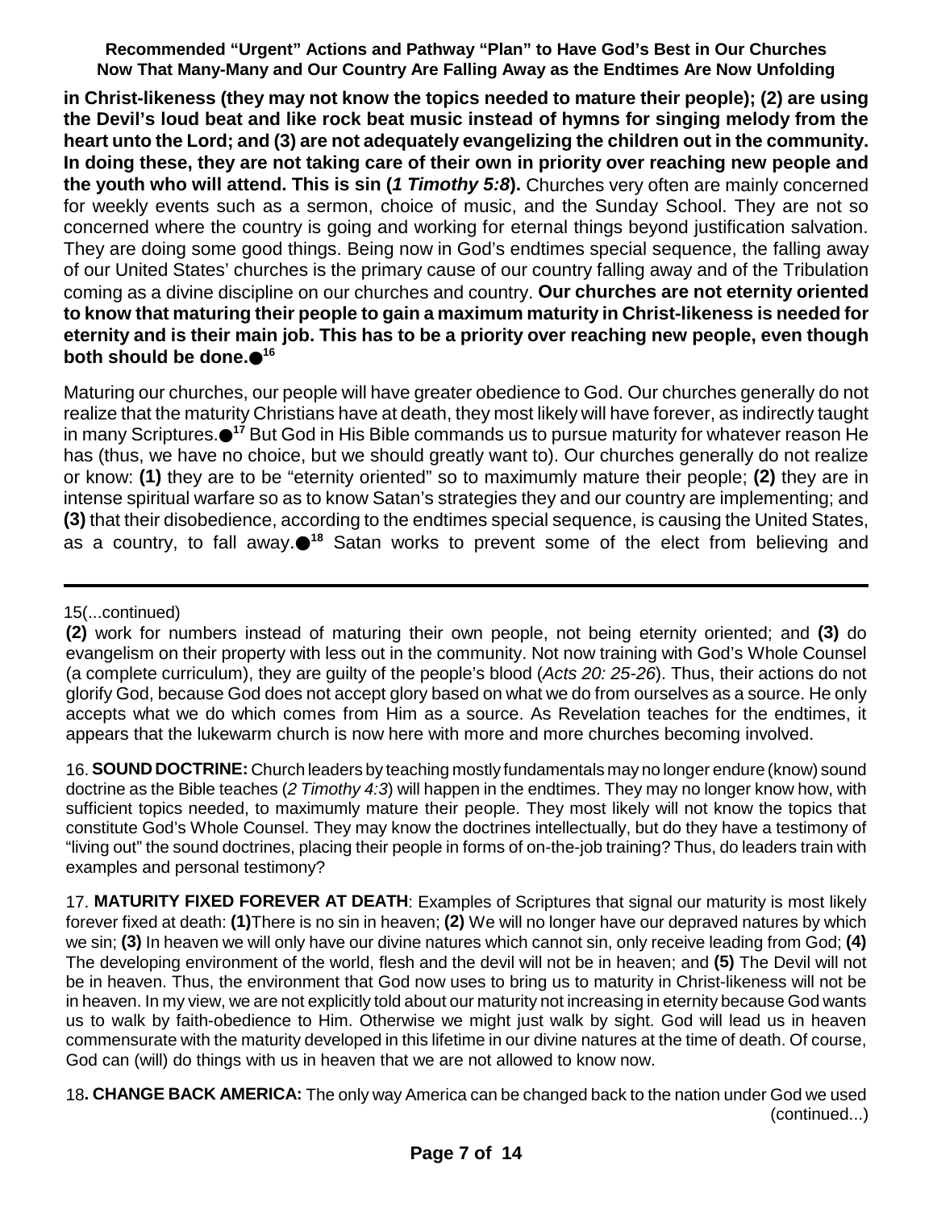**in Christ-likeness (they may not know the topics needed to mature their people); (2) are using the Devil's loud beat and like rock beat music instead of hymns for singing melody from the heart unto the Lord; and (3) are not adequately evangelizing the children out in the community. In doing these, they are not taking care of their own in priority over reaching new people and the youth who will attend. This is sin (*1 Timothy 5:8*).** Churches very often are mainly concerned for weekly events such as a sermon, choice of music, and the Sunday School. They are not so concerned where the country is going and working for eternal things beyond justification salvation. They are doing some good things. Being now in God's endtimes special sequence, the falling away of our United States' churches is the primary cause of our country falling away and of the Tribulation coming as a divine discipline on our churches and country. **Our churches are not eternity oriented to know that maturing their people to gain a maximum maturity in Christ-likeness is needed for eternity and is their main job. This has to be a priority over reaching new people, even though both should be done.**●[16]

Maturing our churches, our people will have greater obedience to God. Our churches generally do not realize that the maturity Christians have at death, they most likely will have forever, as indirectly taught in many Scriptures.●[17] But God in His Bible commands us to pursue maturity for whatever reason He has (thus, we have no choice, but we should greatly want to). Our churches generally do not realize or know: **(1)** they are to be "eternity oriented" so to maximumly mature their people; **(2)** they are in intense spiritual warfare so as to know Satan's strategies they and our country are implementing; and **(3)** that their disobedience, according to the endtimes special sequence, is causing the United States, as a country, to fall away.●[18] Satan works to prevent some of the elect from believing and

---

15(...continued)
**(2)** work for numbers instead of maturing their own people, not being eternity oriented; and **(3)** do evangelism on their property with less out in the community. Not now training with God's Whole Counsel (a complete curriculum), they are guilty of the people's blood (*Acts 20: 25-26*). Thus, their actions do not glorify God, because God does not accept glory based on what we do from ourselves as a source. He only accepts what we do which comes from Him as a source. As Revelation teaches for the endtimes, it appears that the lukewarm church is now here with more and more churches becoming involved.

16. **SOUND DOCTRINE:** Church leaders by teaching mostly fundamentals may no longer endure (know) sound doctrine as the Bible teaches (*2 Timothy 4:3*) will happen in the endtimes. They may no longer know how, with sufficient topics needed, to maximumly mature their people. They most likely will not know the topics that constitute God's Whole Counsel. They may know the doctrines intellectually, but do they have a testimony of "living out" the sound doctrines, placing their people in forms of on-the-job training? Thus, do leaders train with examples and personal testimony?

17. **MATURITY FIXED FOREVER AT DEATH**: Examples of Scriptures that signal our maturity is most likely forever fixed at death: **(1)**There is no sin in heaven; **(2)** We will no longer have our depraved natures by which we sin; **(3)** In heaven we will only have our divine natures which cannot sin, only receive leading from God; **(4)** The developing environment of the world, flesh and the devil will not be in heaven; and **(5)** The Devil will not be in heaven. Thus, the environment that God now uses to bring us to maturity in Christ-likeness will not be in heaven. In my view, we are not explicitly told about our maturity not increasing in eternity because God wants us to walk by faith-obedience to Him. Otherwise we might just walk by sight. God will lead us in heaven commensurate with the maturity developed in this lifetime in our divine natures at the time of death. Of course, God can (will) do things with us in heaven that we are not allowed to know now.

18**. CHANGE BACK AMERICA:** The only way America can be changed back to the nation under God we used (continued...)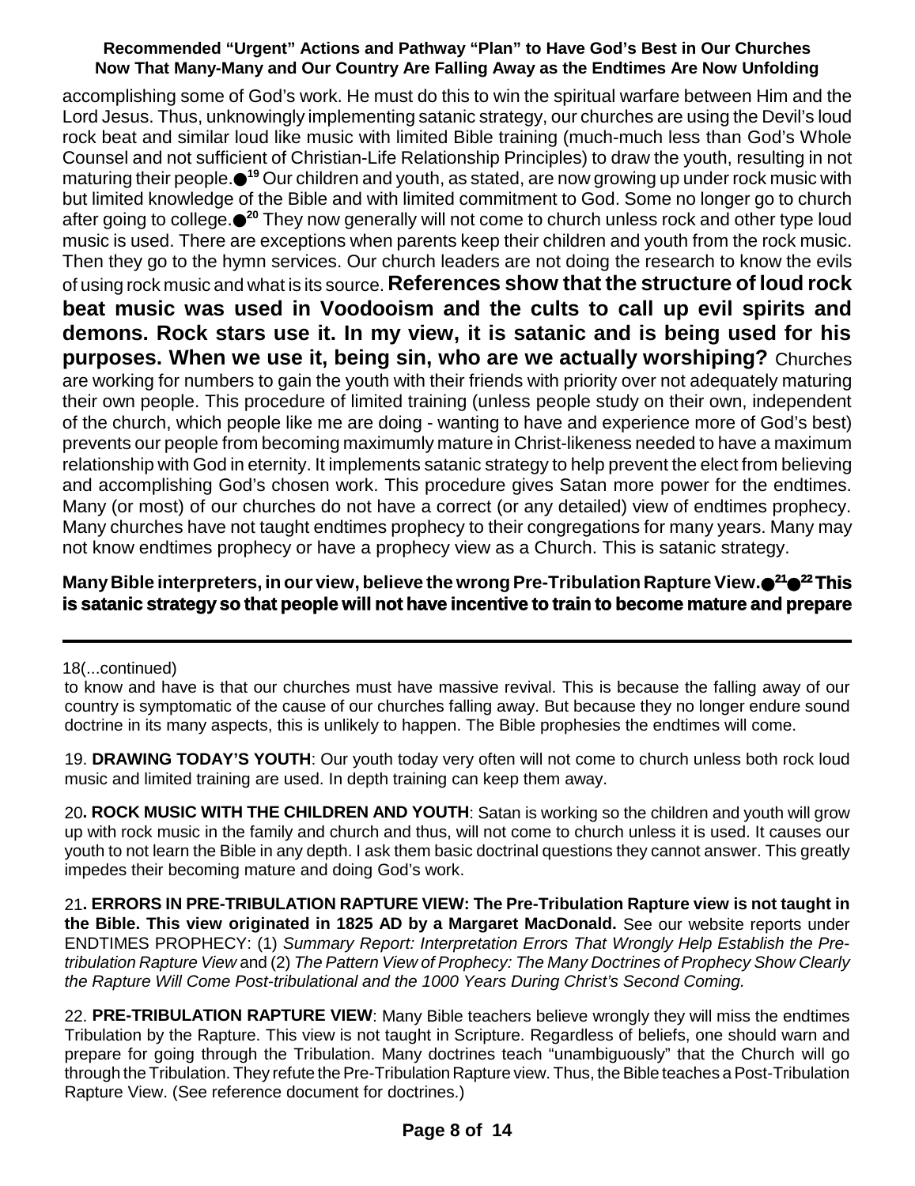accomplishing some of God's work. He must do this to win the spiritual warfare between Him and the Lord Jesus. Thus, unknowingly implementing satanic strategy, our churches are using the Devil's loud rock beat and similar loud like music with limited Bible training (much-much less than God's Whole Counsel and not sufficient of Christian-Life Relationship Principles) to draw the youth, resulting in not maturing their people.●[19] Our children and youth, as stated, are now growing up under rock music with but limited knowledge of the Bible and with limited commitment to God. Some no longer go to church after going to college.●[20] They now generally will not come to church unless rock and other type loud music is used. There are exceptions when parents keep their children and youth from the rock music. Then they go to the hymn services. Our church leaders are not doing the research to know the evils of using rock music and what is its source. **References show that the structure of loud rock beat music was used in Voodooism and the cults to call up evil spirits and demons. Rock stars use it. In my view, it is satanic and is being used for his purposes. When we use it, being sin, who are we actually worshiping?** Churches are working for numbers to gain the youth with their friends with priority over not adequately maturing their own people. This procedure of limited training (unless people study on their own, independent of the church, which people like me are doing - wanting to have and experience more of God's best) prevents our people from becoming maximumly mature in Christ-likeness needed to have a maximum relationship with God in eternity. It implements satanic strategy to help prevent the elect from believing and accomplishing God's chosen work. This procedure gives Satan more power for the endtimes. Many (or most) of our churches do not have a correct (or any detailed) view of endtimes prophecy. Many churches have not taught endtimes prophecy to their congregations for many years. Many may not know endtimes prophecy or have a prophecy view as a Church. This is satanic strategy.

**Many Bible interpreters, in our view, believe the wrong Pre-Tribulation Rapture View.●[21]●[22] This is satanic strategy so that people will not have incentive to train to become mature and prepare**

---

18(...continued)

to know and have is that our churches must have massive revival. This is because the falling away of our country is symptomatic of the cause of our churches falling away. But because they no longer endure sound doctrine in its many aspects, this is unlikely to happen. The Bible prophesies the endtimes will come.

19. **DRAWING TODAY'S YOUTH**: Our youth today very often will not come to church unless both rock loud music and limited training are used. In depth training can keep them away.

20**. ROCK MUSIC WITH THE CHILDREN AND YOUTH**: Satan is working so the children and youth will grow up with rock music in the family and church and thus, will not come to church unless it is used. It causes our youth to not learn the Bible in any depth. I ask them basic doctrinal questions they cannot answer. This greatly impedes their becoming mature and doing God's work.

21**. ERRORS IN PRE-TRIBULATION RAPTURE VIEW: The Pre-Tribulation Rapture view is not taught in the Bible. This view originated in 1825 AD by a Margaret MacDonald.** See our website reports under ENDTIMES PROPHECY: (1) *Summary Report: Interpretation Errors That Wrongly Help Establish the Pre-tribulation Rapture View* and (2) *The Pattern View of Prophecy: The Many Doctrines of Prophecy Show Clearly the Rapture Will Come Post-tribulational and the 1000 Years During Christ's Second Coming.*

22. **PRE-TRIBULATION RAPTURE VIEW**: Many Bible teachers believe wrongly they will miss the endtimes Tribulation by the Rapture. This view is not taught in Scripture. Regardless of beliefs, one should warn and prepare for going through the Tribulation. Many doctrines teach "unambiguously" that the Church will go through the Tribulation. They refute the Pre-Tribulation Rapture view. Thus, the Bible teaches a Post-Tribulation Rapture View. (See reference document for doctrines.)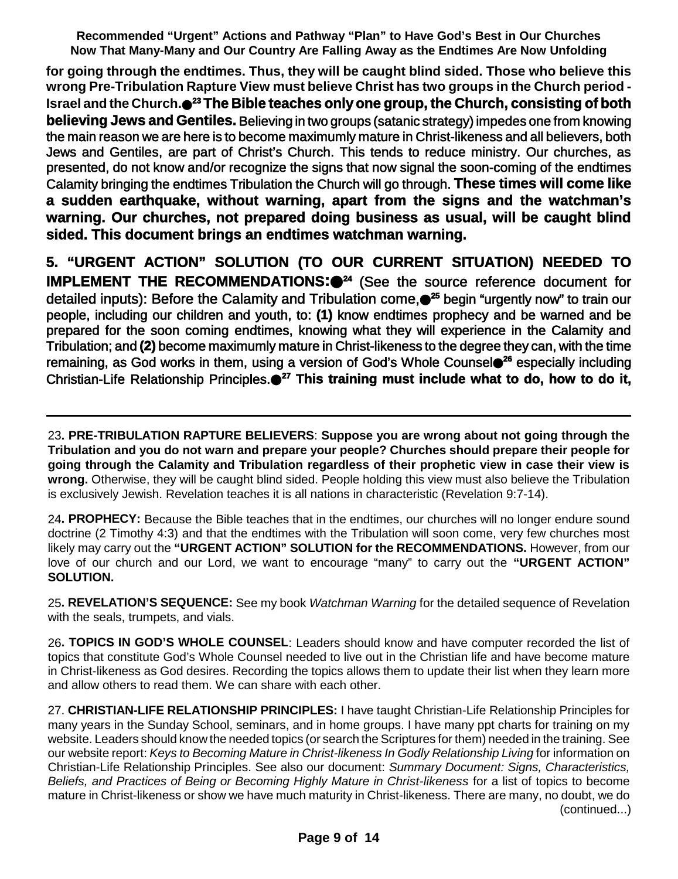**for going through the endtimes. Thus, they will be caught blind sided. Those who believe this wrong Pre-Tribulation Rapture View must believe Christ has two groups in the Church period - Israel and the Church.**●[23] **The Bible teaches only one group, the Church, consisting of both believing Jews and Gentiles.** Believing in two groups (satanic strategy) impedes one from knowing the main reason we are here is to become maximumly mature in Christ-likeness and all believers, both Jews and Gentiles, are part of Christ's Church. This tends to reduce ministry. Our churches, as presented, do not know and/or recognize the signs that now signal the soon-coming of the endtimes Calamity bringing the endtimes Tribulation the Church will go through. **These times will come like a sudden earthquake, without warning, apart from the signs and the watchman's warning. Our churches, not prepared doing business as usual, will be caught blind sided. This document brings an endtimes watchman warning.**

**5. "URGENT ACTION" SOLUTION (TO OUR CURRENT SITUATION) NEEDED TO IMPLEMENT THE RECOMMENDATIONS:**●[24] (See the source reference document for detailed inputs): Before the Calamity and Tribulation come,●[25] begin "urgently now" to train our people, including our children and youth, to: **(1)** know endtimes prophecy and be warned and be prepared for the soon coming endtimes, knowing what they will experience in the Calamity and Tribulation; and **(2)** become maximumly mature in Christ-likeness to the degree they can, with the time remaining, as God works in them, using a version of God's Whole Counsel●[26] especially including Christian-Life Relationship Principles.●[27] **This training must include what to do, how to do it,**

---

23**. PRE-TRIBULATION RAPTURE BELIEVERS**: **Suppose you are wrong about not going through the Tribulation and you do not warn and prepare your people? Churches should prepare their people for going through the Calamity and Tribulation regardless of their prophetic view in case their view is wrong.** Otherwise, they will be caught blind sided. People holding this view must also believe the Tribulation is exclusively Jewish. Revelation teaches it is all nations in characteristic (Revelation 9:7-14).

24**. PROPHECY:** Because the Bible teaches that in the endtimes, our churches will no longer endure sound doctrine (2 Timothy 4:3) and that the endtimes with the Tribulation will soon come, very few churches most likely may carry out the **"URGENT ACTION" SOLUTION for the RECOMMENDATIONS.** However, from our love of our church and our Lord, we want to encourage "many" to carry out the **"URGENT ACTION" SOLUTION.**

25**. REVELATION'S SEQUENCE:** See my book *Watchman Warning* for the detailed sequence of Revelation with the seals, trumpets, and vials.

26**. TOPICS IN GOD'S WHOLE COUNSEL**: Leaders should know and have computer recorded the list of topics that constitute God's Whole Counsel needed to live out in the Christian life and have become mature in Christ-likeness as God desires. Recording the topics allows them to update their list when they learn more and allow others to read them. We can share with each other.

27. **CHRISTIAN-LIFE RELATIONSHIP PRINCIPLES:** I have taught Christian-Life Relationship Principles for many years in the Sunday School, seminars, and in home groups. I have many ppt charts for training on my website. Leaders should know the needed topics (or search the Scriptures for them) needed in the training. See our website report: *Keys to Becoming Mature in Christ-likeness In Godly Relationship Living* for information on Christian-Life Relationship Principles. See also our document: *Summary Document: Signs, Characteristics, Beliefs, and Practices of Being or Becoming Highly Mature in Christ-likeness* for a list of topics to become mature in Christ-likeness or show we have much maturity in Christ-likeness. There are many, no doubt, we do (continued...)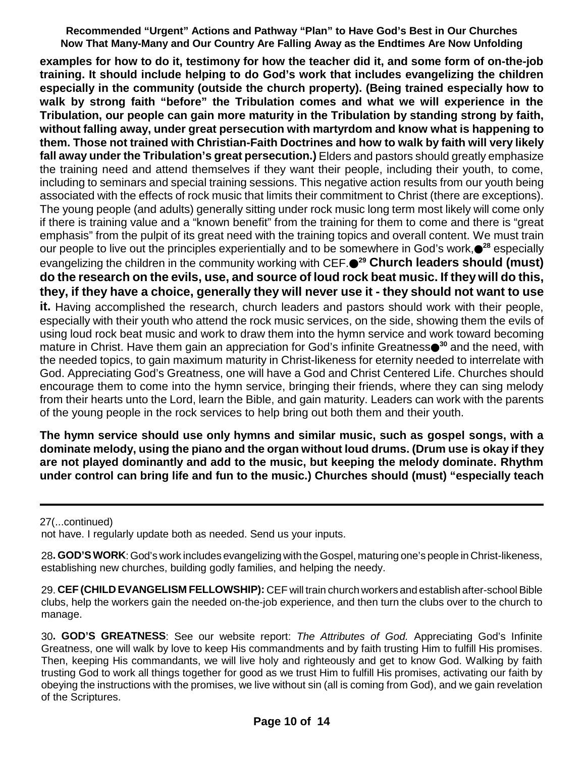**examples for how to do it, testimony for how the teacher did it, and some form of on-the-job training. It should include helping to do God's work that includes evangelizing the children especially in the community (outside the church property). (Being trained especially how to walk by strong faith "before" the Tribulation comes and what we will experience in the Tribulation, our people can gain more maturity in the Tribulation by standing strong by faith, without falling away, under great persecution with martyrdom and know what is happening to them. Those not trained with Christian-Faith Doctrines and how to walk by faith will very likely fall away under the Tribulation's great persecution.)** Elders and pastors should greatly emphasize the training need and attend themselves if they want their people, including their youth, to come, including to seminars and special training sessions. This negative action results from our youth being associated with the effects of rock music that limits their commitment to Christ (there are exceptions). The young people (and adults) generally sitting under rock music long term most likely will come only if there is training value and a "known benefit" from the training for them to come and there is "great emphasis" from the pulpit of its great need with the training topics and overall content. We must train our people to live out the principles experientially and to be somewhere in God's work,●[28] especially evangelizing the children in the community working with CEF.●[29] **Church leaders should (must) do the research on the evils, use, and source of loud rock beat music. If they will do this, they, if they have a choice, generally they will never use it - they should not want to use it.** Having accomplished the research, church leaders and pastors should work with their people, especially with their youth who attend the rock music services, on the side, showing them the evils of using loud rock beat music and work to draw them into the hymn service and work toward becoming mature in Christ. Have them gain an appreciation for God's infinite Greatness●[30] and the need, with the needed topics, to gain maximum maturity in Christ-likeness for eternity needed to interrelate with God. Appreciating God's Greatness, one will have a God and Christ Centered Life. Churches should encourage them to come into the hymn service, bringing their friends, where they can sing melody from their hearts unto the Lord, learn the Bible, and gain maturity. Leaders can work with the parents of the young people in the rock services to help bring out both them and their youth.

**The hymn service should use only hymns and similar music, such as gospel songs, with a dominate melody, using the piano and the organ without loud drums. (Drum use is okay if they are not played dominantly and add to the music, but keeping the melody dominate. Rhythm under control can bring life and fun to the music.) Churches should (must) "especially teach**

---

27(...continued)
not have. I regularly update both as needed. Send us your inputs.

28**. GOD'S WORK**: God's work includes evangelizing with the Gospel, maturing one's people in Christ-likeness, establishing new churches, building godly families, and helping the needy.

29. **CEF (CHILD EVANGELISM FELLOWSHIP):** CEF will train church workers and establish after-school Bible clubs, help the workers gain the needed on-the-job experience, and then turn the clubs over to the church to manage.

30**. GOD'S GREATNESS**: See our website report: *The Attributes of God.* Appreciating God's Infinite Greatness, one will walk by love to keep His commandments and by faith trusting Him to fulfill His promises. Then, keeping His commandants, we will live holy and righteously and get to know God. Walking by faith trusting God to work all things together for good as we trust Him to fulfill His promises, activating our faith by obeying the instructions with the promises, we live without sin (all is coming from God), and we gain revelation of the Scriptures.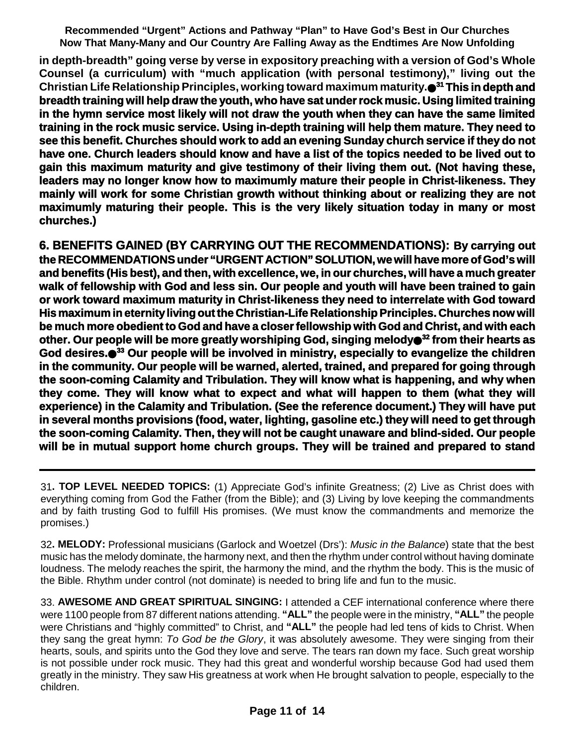**in depth-breadth" going verse by verse in expository preaching with a version of God's Whole Counsel (a curriculum) with "much application (with personal testimony)," living out the Christian Life Relationship Principles, working toward maximum maturity.●[31] This in depth and breadth training will help draw the youth, who have sat under rock music. Using limited training in the hymn service most likely will not draw the youth when they can have the same limited training in the rock music service. Using in-depth training will help them mature. They need to see this benefit. Churches should work to add an evening Sunday church service if they do not have one. Church leaders should know and have a list of the topics needed to be lived out to gain this maximum maturity and give testimony of their living them out. (Not having these, leaders may no longer know how to maximumly mature their people in Christ-likeness. They mainly will work for some Christian growth without thinking about or realizing they are not maximumly maturing their people. This is the very likely situation today in many or most churches.)**

**6. BENEFITS GAINED (BY CARRYING OUT THE RECOMMENDATIONS): By carrying out the RECOMMENDATIONS under "URGENT ACTION" SOLUTION, we will have more of God's will and benefits (His best), and then, with excellence, we, in our churches, will have a much greater walk of fellowship with God and less sin. Our people and youth will have been trained to gain or work toward maximum maturity in Christ-likeness they need to interrelate with God toward His maximum in eternity living out the Christian-Life Relationship Principles. Churches now will be much more obedient to God and have a closer fellowship with God and Christ, and with each other. Our people will be more greatly worshiping God, singing melody●[32] from their hearts as God desires.●[33] Our people will be involved in ministry, especially to evangelize the children in the community. Our people will be warned, alerted, trained, and prepared for going through the soon-coming Calamity and Tribulation. They will know what is happening, and why when they come. They will know what to expect and what will happen to them (what they will experience) in the Calamity and Tribulation. (See the reference document.) They will have put in several months provisions (food, water, lighting, gasoline etc.) they will need to get through the soon-coming Calamity. Then, they will not be caught unaware and blind-sided. Our people will be in mutual support home church groups. They will be trained and prepared to stand**

---

31**. TOP LEVEL NEEDED TOPICS:** (1) Appreciate God's infinite Greatness; (2) Live as Christ does with everything coming from God the Father (from the Bible); and (3) Living by love keeping the commandments and by faith trusting God to fulfill His promises. (We must know the commandments and memorize the promises.)

32**. MELODY:** Professional musicians (Garlock and Woetzel (Drs'): *Music in the Balance*) state that the best music has the melody dominate, the harmony next, and then the rhythm under control without having dominate loudness. The melody reaches the spirit, the harmony the mind, and the rhythm the body. This is the music of the Bible. Rhythm under control (not dominate) is needed to bring life and fun to the music.

33. **AWESOME AND GREAT SPIRITUAL SINGING:** I attended a CEF international conference where there were 1100 people from 87 different nations attending. **"ALL"** the people were in the ministry, **"ALL"** the people were Christians and "highly committed" to Christ, and **"ALL"** the people had led tens of kids to Christ. When they sang the great hymn: *To God be the Glory*, it was absolutely awesome. They were singing from their hearts, souls, and spirits unto the God they love and serve. The tears ran down my face. Such great worship is not possible under rock music. They had this great and wonderful worship because God had used them greatly in the ministry. They saw His greatness at work when He brought salvation to people, especially to the children.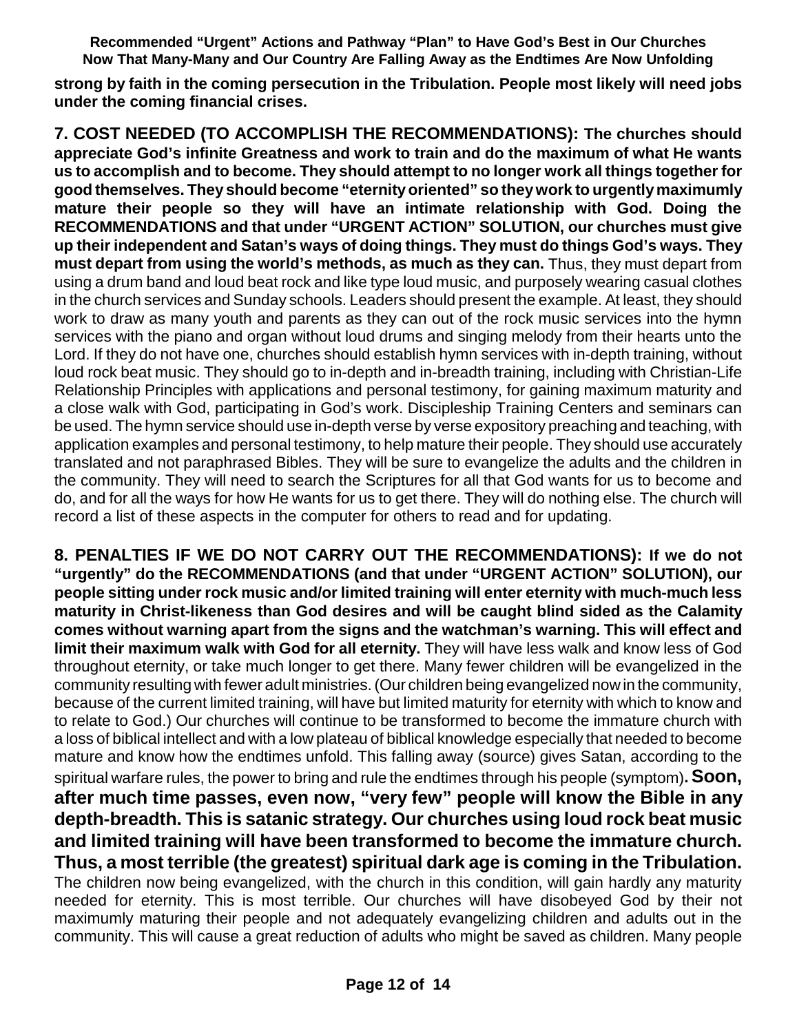**strong by faith in the coming persecution in the Tribulation. People most likely will need jobs under the coming financial crises.**

**7. COST NEEDED (TO ACCOMPLISH THE RECOMMENDATIONS): The churches should appreciate God's infinite Greatness and work to train and do the maximum of what He wants us to accomplish and to become. They should attempt to no longer work all things together for good themselves. They should become "eternity oriented" so they work to urgently maximumly mature their people so they will have an intimate relationship with God. Doing the RECOMMENDATIONS and that under "URGENT ACTION" SOLUTION, our churches must give up their independent and Satan's ways of doing things. They must do things God's ways. They must depart from using the world's methods, as much as they can.** Thus, they must depart from using a drum band and loud beat rock and like type loud music, and purposely wearing casual clothes in the church services and Sunday schools. Leaders should present the example. At least, they should work to draw as many youth and parents as they can out of the rock music services into the hymn services with the piano and organ without loud drums and singing melody from their hearts unto the Lord. If they do not have one, churches should establish hymn services with in-depth training, without loud rock beat music. They should go to in-depth and in-breadth training, including with Christian-Life Relationship Principles with applications and personal testimony, for gaining maximum maturity and a close walk with God, participating in God's work. Discipleship Training Centers and seminars can be used. The hymn service should use in-depth verse by verse expository preaching and teaching, with application examples and personal testimony, to help mature their people. They should use accurately translated and not paraphrased Bibles. They will be sure to evangelize the adults and the children in the community. They will need to search the Scriptures for all that God wants for us to become and do, and for all the ways for how He wants for us to get there. They will do nothing else. The church will record a list of these aspects in the computer for others to read and for updating.

**8. PENALTIES IF WE DO NOT CARRY OUT THE RECOMMENDATIONS): If we do not "urgently" do the RECOMMENDATIONS (and that under "URGENT ACTION" SOLUTION), our people sitting under rock music and/or limited training will enter eternity with much-much less maturity in Christ-likeness than God desires and will be caught blind sided as the Calamity comes without warning apart from the signs and the watchman's warning. This will effect and limit their maximum walk with God for all eternity.** They will have less walk and know less of God throughout eternity, or take much longer to get there. Many fewer children will be evangelized in the community resulting with fewer adult ministries. (Our children being evangelized now in the community, because of the current limited training, will have but limited maturity for eternity with which to know and to relate to God.) Our churches will continue to be transformed to become the immature church with a loss of biblical intellect and with a low plateau of biblical knowledge especially that needed to become mature and know how the endtimes unfold. This falling away (source) gives Satan, according to the spiritual warfare rules, the power to bring and rule the endtimes through his people (symptom)**. Soon, after much time passes, even now, "very few" people will know the Bible in any depth-breadth. This is satanic strategy. Our churches using loud rock beat music and limited training will have been transformed to become the immature church. Thus, a most terrible (the greatest) spiritual dark age is coming in the Tribulation.** The children now being evangelized, with the church in this condition, will gain hardly any maturity needed for eternity. This is most terrible. Our churches will have disobeyed God by their not maximumly maturing their people and not adequately evangelizing children and adults out in the community. This will cause a great reduction of adults who might be saved as children. Many people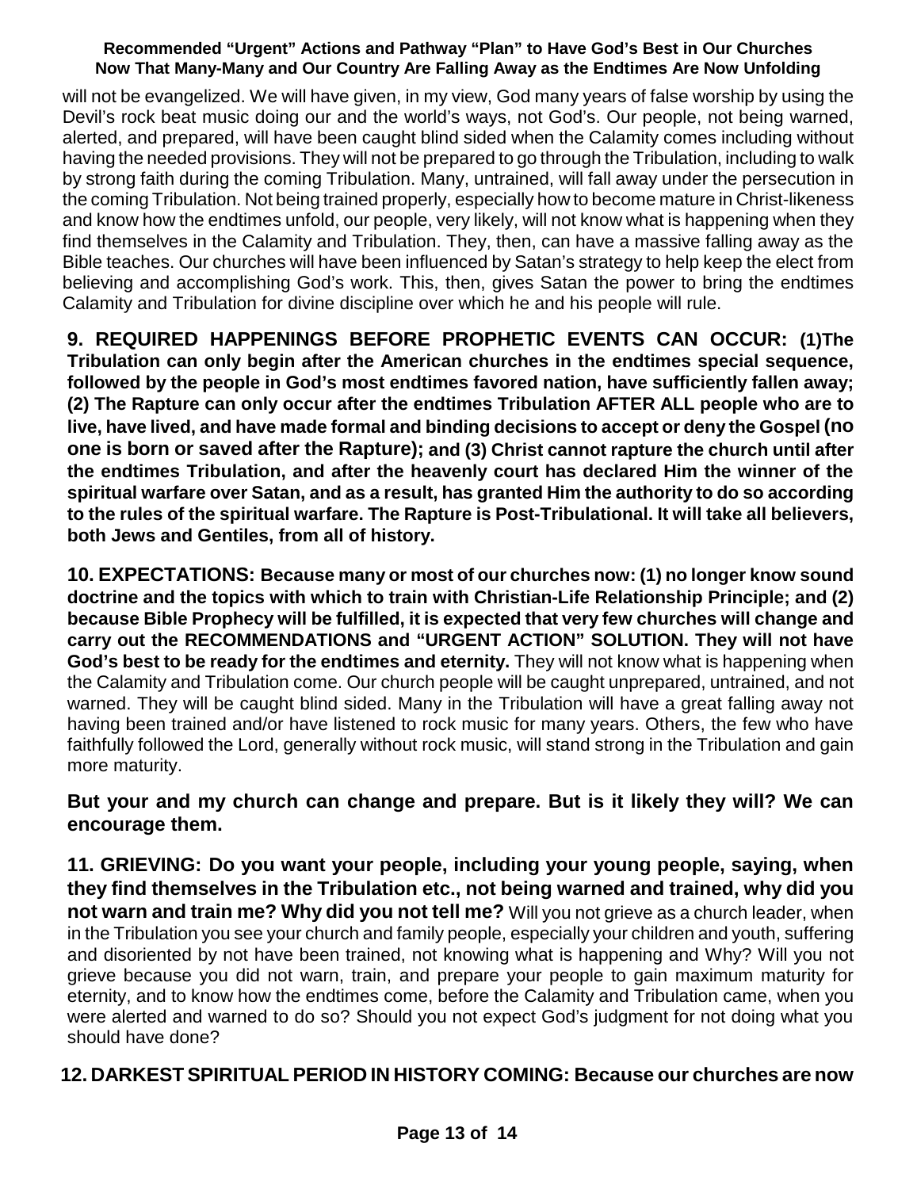will not be evangelized. We will have given, in my view, God many years of false worship by using the Devil's rock beat music doing our and the world's ways, not God's. Our people, not being warned, alerted, and prepared, will have been caught blind sided when the Calamity comes including without having the needed provisions. They will not be prepared to go through the Tribulation, including to walk by strong faith during the coming Tribulation. Many, untrained, will fall away under the persecution in the coming Tribulation. Not being trained properly, especially how to become mature in Christ-likeness and know how the endtimes unfold, our people, very likely, will not know what is happening when they find themselves in the Calamity and Tribulation. They, then, can have a massive falling away as the Bible teaches. Our churches will have been influenced by Satan's strategy to help keep the elect from believing and accomplishing God's work. This, then, gives Satan the power to bring the endtimes Calamity and Tribulation for divine discipline over which he and his people will rule.

**9. REQUIRED HAPPENINGS BEFORE PROPHETIC EVENTS CAN OCCUR: (1)The Tribulation can only begin after the American churches in the endtimes special sequence, followed by the people in God's most endtimes favored nation, have sufficiently fallen away; (2) The Rapture can only occur after the endtimes Tribulation AFTER ALL people who are to live, have lived, and have made formal and binding decisions to accept or deny the Gospel (no one is born or saved after the Rapture); and (3) Christ cannot rapture the church until after the endtimes Tribulation, and after the heavenly court has declared Him the winner of the spiritual warfare over Satan, and as a result, has granted Him the authority to do so according to the rules of the spiritual warfare. The Rapture is Post-Tribulational. It will take all believers, both Jews and Gentiles, from all of history.**

**10. EXPECTATIONS: Because many or most of our churches now: (1) no longer know sound doctrine and the topics with which to train with Christian-Life Relationship Principle; and (2) because Bible Prophecy will be fulfilled, it is expected that very few churches will change and carry out the RECOMMENDATIONS and "URGENT ACTION" SOLUTION. They will not have God's best to be ready for the endtimes and eternity.** They will not know what is happening when the Calamity and Tribulation come. Our church people will be caught unprepared, untrained, and not warned. They will be caught blind sided. Many in the Tribulation will have a great falling away not having been trained and/or have listened to rock music for many years. Others, the few who have faithfully followed the Lord, generally without rock music, will stand strong in the Tribulation and gain more maturity.

**But your and my church can change and prepare. But is it likely they will? We can encourage them.**

**11. GRIEVING: Do you want your people, including your young people, saying, when they find themselves in the Tribulation etc., not being warned and trained, why did you not warn and train me? Why did you not tell me?** Will you not grieve as a church leader, when in the Tribulation you see your church and family people, especially your children and youth, suffering and disoriented by not have been trained, not knowing what is happening and Why? Will you not grieve because you did not warn, train, and prepare your people to gain maximum maturity for eternity, and to know how the endtimes come, before the Calamity and Tribulation came, when you were alerted and warned to do so? Should you not expect God's judgment for not doing what you should have done?

**12. DARKEST SPIRITUAL PERIOD IN HISTORY COMING: Because our churches are now**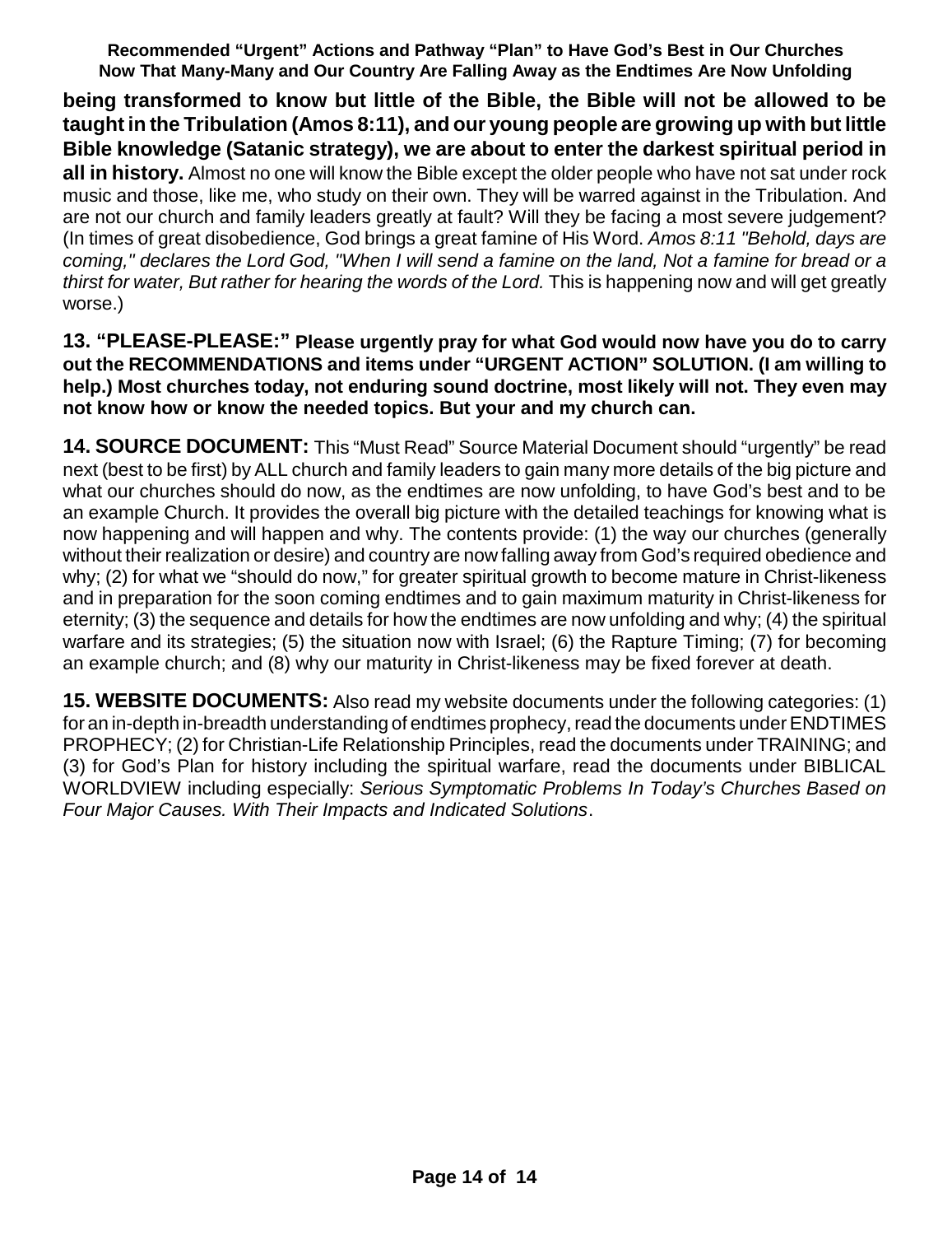**being transformed to know but little of the Bible, the Bible will not be allowed to be taught in the Tribulation (Amos 8:11), and our young people are growing up with but little Bible knowledge (Satanic strategy), we are about to enter the darkest spiritual period in all in history.** Almost no one will know the Bible except the older people who have not sat under rock music and those, like me, who study on their own. They will be warred against in the Tribulation. And are not our church and family leaders greatly at fault? Will they be facing a most severe judgement? (In times of great disobedience, God brings a great famine of His Word. *Amos 8:11 "Behold, days are coming," declares the Lord God, "When I will send a famine on the land, Not a famine for bread or a thirst for water, But rather for hearing the words of the Lord.* This is happening now and will get greatly worse.)

**13. "PLEASE-PLEASE:" Please urgently pray for what God would now have you do to carry out the RECOMMENDATIONS and items under "URGENT ACTION" SOLUTION. (I am willing to help.) Most churches today, not enduring sound doctrine, most likely will not. They even may not know how or know the needed topics. But your and my church can.**

**14. SOURCE DOCUMENT:** This "Must Read" Source Material Document should "urgently" be read next (best to be first) by ALL church and family leaders to gain many more details of the big picture and what our churches should do now, as the endtimes are now unfolding, to have God's best and to be an example Church. It provides the overall big picture with the detailed teachings for knowing what is now happening and will happen and why. The contents provide: (1) the way our churches (generally without their realization or desire) and country are now falling away from God's required obedience and why; (2) for what we "should do now," for greater spiritual growth to become mature in Christ-likeness and in preparation for the soon coming endtimes and to gain maximum maturity in Christ-likeness for eternity; (3) the sequence and details for how the endtimes are now unfolding and why; (4) the spiritual warfare and its strategies; (5) the situation now with Israel; (6) the Rapture Timing; (7) for becoming an example church; and (8) why our maturity in Christ-likeness may be fixed forever at death.

**15. WEBSITE DOCUMENTS:** Also read my website documents under the following categories: (1) for an in-depth in-breadth understanding of endtimes prophecy, read the documents under ENDTIMES PROPHECY; (2) for Christian-Life Relationship Principles, read the documents under TRAINING; and (3) for God's Plan for history including the spiritual warfare, read the documents under BIBLICAL WORLDVIEW including especially: *Serious Symptomatic Problems In Today's Churches Based on Four Major Causes. With Their Impacts and Indicated Solutions*.